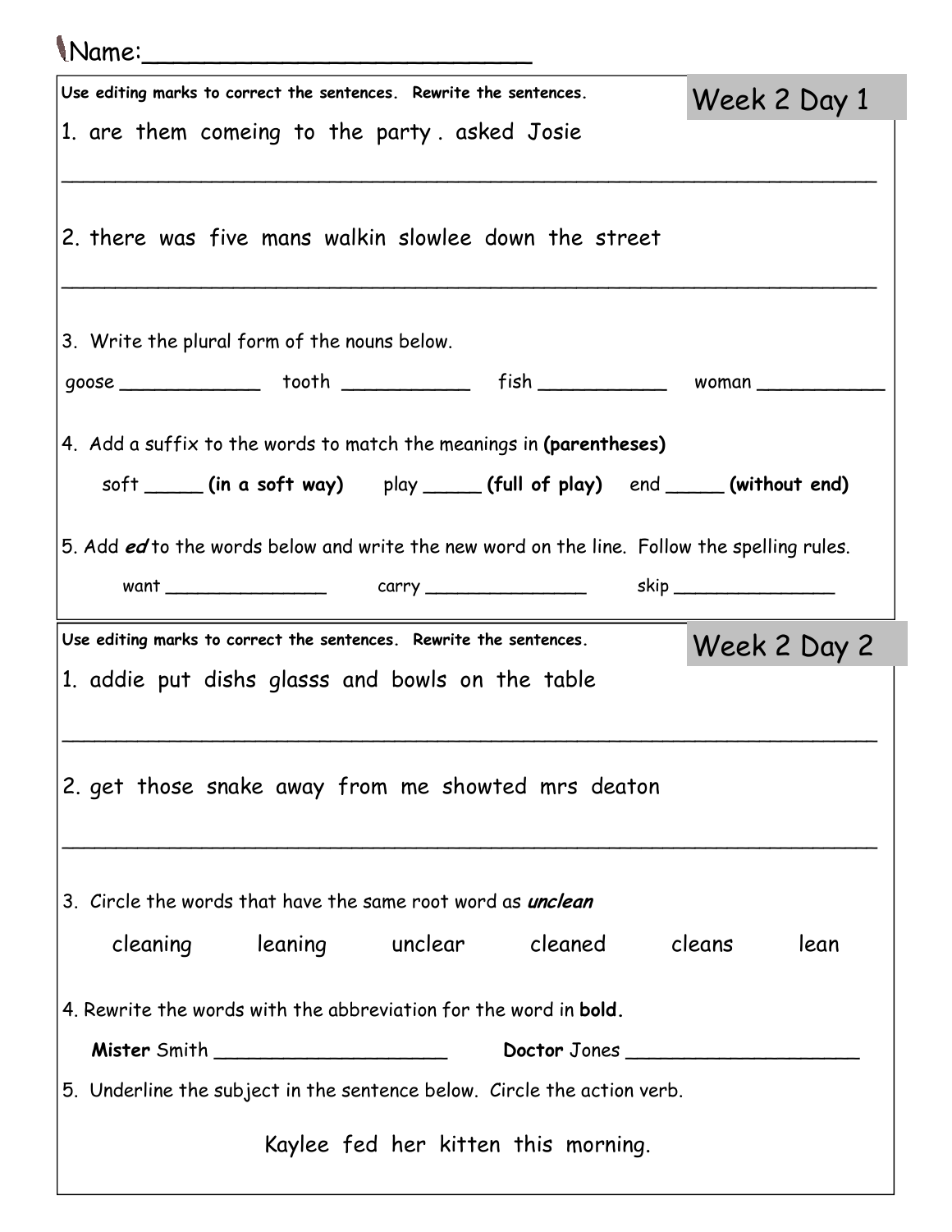Name:_________________________

## Week 2 Day 1

**Use editing marks to correct the sentences. Rewrite the sentences.**

1. are them comeing to the party . asked Josie

_______________________________________________________________

2. there was five mans walkin slowlee down the street

_______________________________________________________________

3. Write the plural form of the nouns below.

goose ____________ tooth ___________ fish ___________ woman ___________

4. Add a suffix to the words to match the meanings in **(parentheses)**

soft _____ **(in a soft way)** play _____ **(full of play)** end _____ **(without end)**

5. Add ***ed*** to the words below and write the new word on the line. Follow the spelling rules.

want _______________ carry _______________ skip _______________

## Week 2 Day 2

**Use editing marks to correct the sentences. Rewrite the sentences.**

1. addie put dishs glasss and bowls on the table

_______________________________________________________________

2. get those snake away from me showted mrs deaton

_______________________________________________________________

3. Circle the words that have the same root word as ***unclean***

cleaning leaning unclear cleaned cleans lean

4. Rewrite the words with the abbreviation for the word in **bold.**

**Mister** Smith ____________________ **Doctor** Jones ____________________

5. Underline the subject in the sentence below. Circle the action verb.

Kaylee fed her kitten this morning.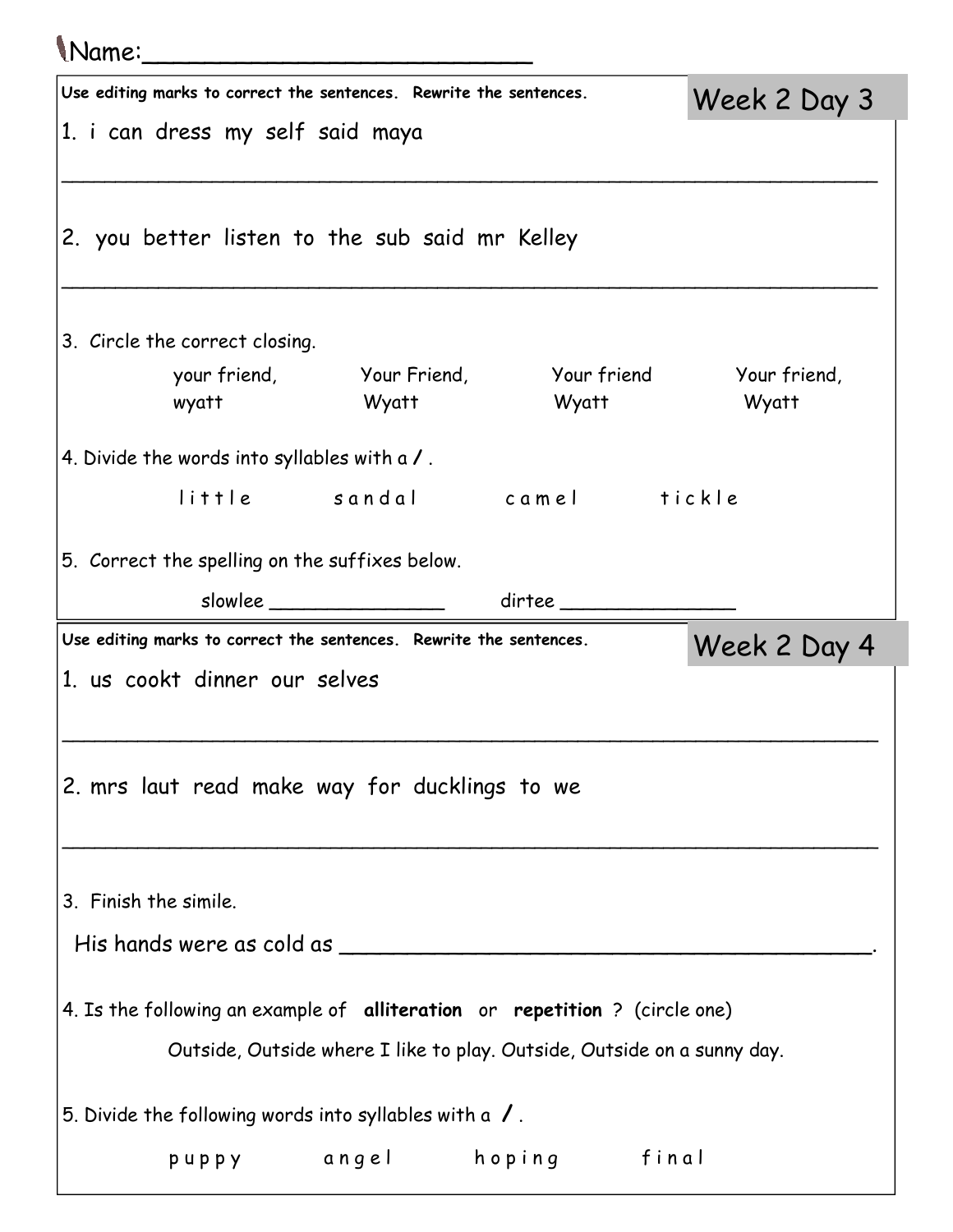Name:_________________________

## Week 2 Day 3

**Use editing marks to correct the sentences. Rewrite the sentences.**

1. i can dress my self said maya

_______________________________________________________________

2. you better listen to the sub said mr Kelley

_______________________________________________________________

3. Circle the correct closing.

| | | | |
|---|---|---|---|
| your friend,<br>wyatt | Your Friend,<br>Wyatt | Your friend<br>Wyatt | Your friend,<br>Wyatt |

4. Divide the words into syllables with a **/** .

l i t t l e &nbsp;&nbsp;&nbsp;&nbsp; s a n d a l &nbsp;&nbsp;&nbsp;&nbsp; c a m e l &nbsp;&nbsp;&nbsp;&nbsp; t i c k l e

5. Correct the spelling on the suffixes below.

slowlee _______________ &nbsp;&nbsp;&nbsp;&nbsp; dirtee _______________

## Week 2 Day 4

**Use editing marks to correct the sentences. Rewrite the sentences.**

1. us cookt dinner our selves

_______________________________________________________________

2. mrs laut read make way for ducklings to we

_______________________________________________________________

3. Finish the simile.

His hands were as cold as ________________________________________.

4. Is the following an example of **alliteration** or **repetition** ? (circle one)

Outside, Outside where I like to play. Outside, Outside on a sunny day.

5. Divide the following words into syllables with a **/** .

p u p p y &nbsp;&nbsp;&nbsp;&nbsp; a n g e l &nbsp;&nbsp;&nbsp;&nbsp; h o p i n g &nbsp;&nbsp;&nbsp;&nbsp; f i n a l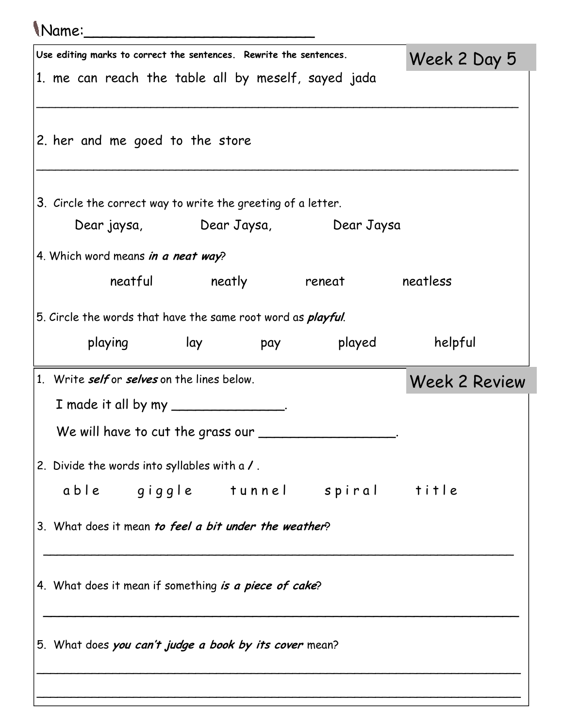Name:_________________________

## Week 2 Day 5

**Use editing marks to correct the sentences. Rewrite the sentences.**

1. me can reach the table all by meself, sayed jada

_______________________________________________________________

2. her and me goed to the store

_______________________________________________________________

3. Circle the correct way to write the greeting of a letter.

   Dear jaysa,        Dear Jaysa,        Dear Jaysa

4. Which word means ***in a neat way***?

   neatful        neatly        reneat        neatless

5. Circle the words that have the same root word as ***playful***.

   playing        lay        pay        played        helpful

## Week 2 Review

1. Write ***self*** or ***selves*** on the lines below.

   I made it all by my ______________.

   We will have to cut the grass our _________________.

2. Divide the words into syllables with a **/** .

   a b l e        g i g g l e        t u n n e l        s p i r a l        t i t l e

3. What does it mean ***to feel a bit under the weather***?

_______________________________________________________________

4. What does it mean if something ***is a piece of cake***?

_______________________________________________________________

5. What does ***you can't judge a book by its cover*** mean?

_______________________________________________________________

_______________________________________________________________